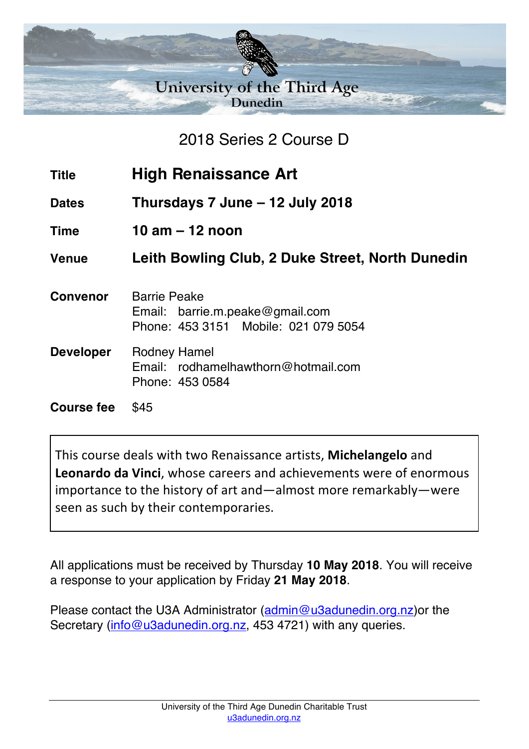# University of the Third Age
## Dunedin

## 2018 Series 2 Course D

| | |
|---|---|
| **Title** | **High Renaissance Art** |
| **Dates** | **Thursdays 7 June – 12 July 2018** |
| **Time** | **10 am – 12 noon** |
| **Venue** | **Leith Bowling Club, 2 Duke Street, North Dunedin** |
| **Convenor** | Barrie Peake<br>Email: barrie.m.peake@gmail.com<br>Phone: 453 3151 Mobile: 021 079 5054 |
| **Developer** | Rodney Hamel<br>Email: rodhamelhawthorn@hotmail.com<br>Phone: 453 0584 |
| **Course fee** | $45 |

This course deals with two Renaissance artists, **Michelangelo** and **Leonardo da Vinci**, whose careers and achievements were of enormous importance to the history of art and—almost more remarkably—were seen as such by their contemporaries.

All applications must be received by Thursday **10 May 2018**. You will receive a response to your application by Friday **21 May 2018**.

Please contact the U3A Administrator (admin@u3adunedin.org.nz)or the Secretary (info@u3adunedin.org.nz, 453 4721) with any queries.

University of the Third Age Dunedin Charitable Trust
u3adunedin.org.nz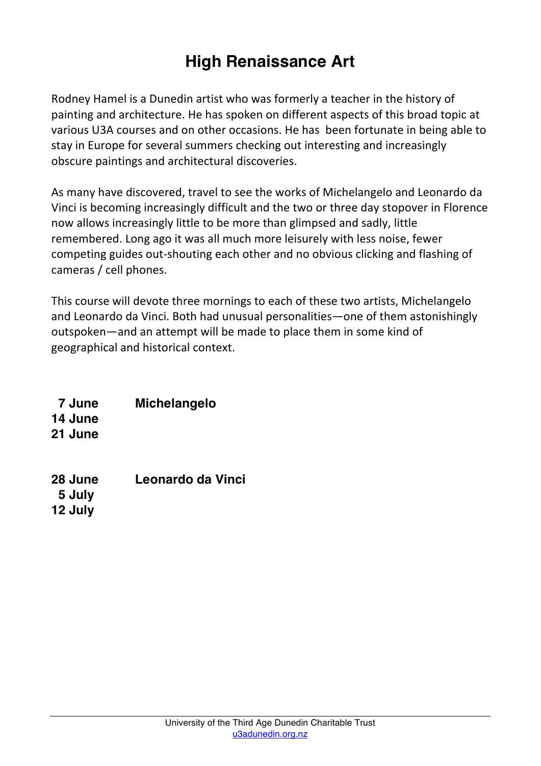# High Renaissance Art

Rodney Hamel is a Dunedin artist who was formerly a teacher in the history of painting and architecture. He has spoken on different aspects of this broad topic at various U3A courses and on other occasions. He has been fortunate in being able to stay in Europe for several summers checking out interesting and increasingly obscure paintings and architectural discoveries.

As many have discovered, travel to see the works of Michelangelo and Leonardo da Vinci is becoming increasingly difficult and the two or three day stopover in Florence now allows increasingly little to be more than glimpsed and sadly, little remembered. Long ago it was all much more leisurely with less noise, fewer competing guides out-shouting each other and no obvious clicking and flashing of cameras / cell phones.

This course will devote three mornings to each of these two artists, Michelangelo and Leonardo da Vinci. Both had unusual personalities—one of them astonishingly outspoken—and an attempt will be made to place them in some kind of geographical and historical context.

| | |
|---|---|
| **7 June** | **Michelangelo** |
| **14 June** | |
| **21 June** | |
| **28 June** | **Leonardo da Vinci** |
| **5 July** | |
| **12 July** | |

University of the Third Age Dunedin Charitable Trust
u3adunedin.org.nz